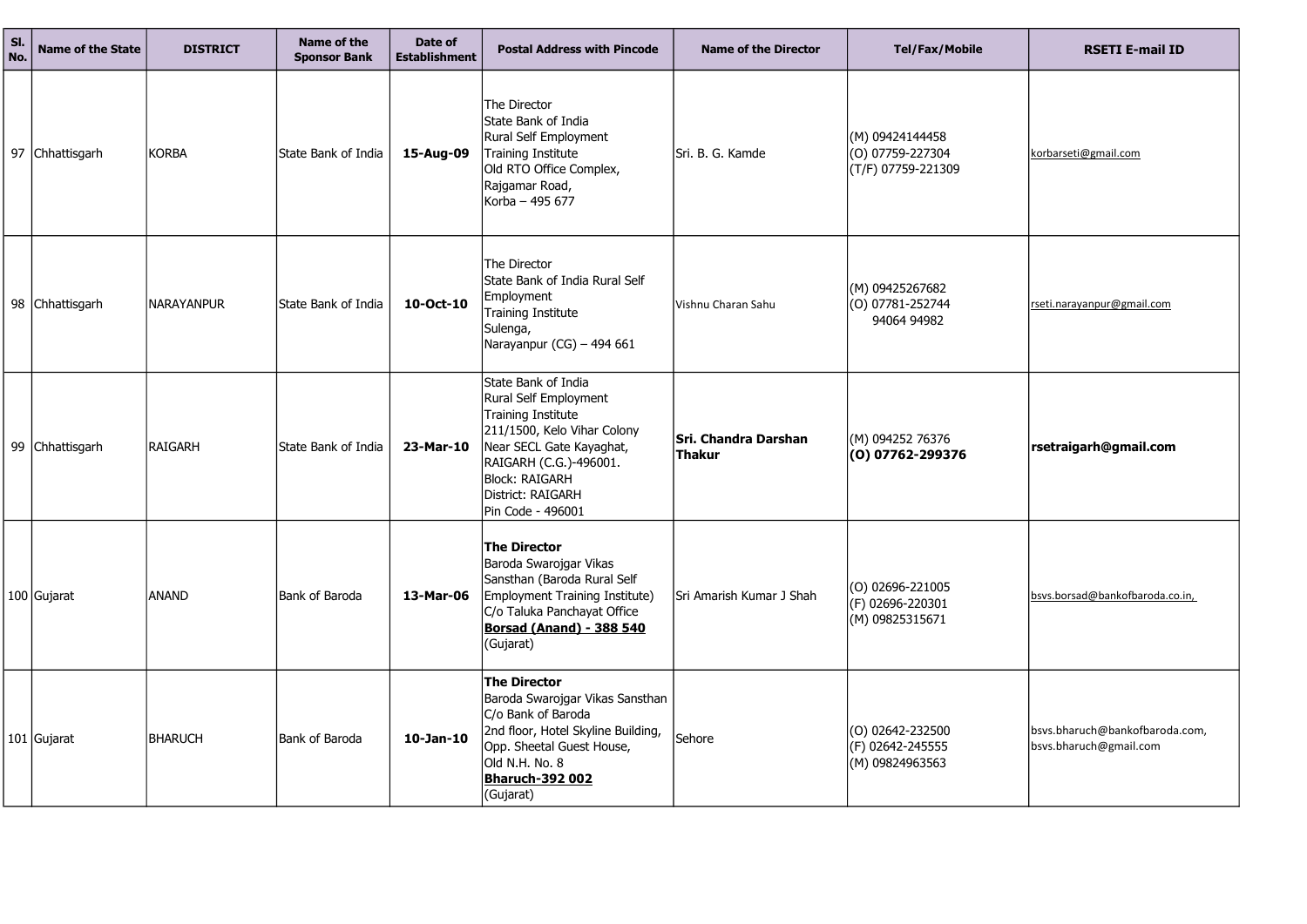| Sl. No. | Name of the State | DISTRICT | Name of the Sponsor Bank | Date of Establishment | Postal Address with Pincode | Name of the Director | Tel/Fax/Mobile | RSETI E-mail ID |
|---|---|---|---|---|---|---|---|---|
| 97 | Chhattisgarh | KORBA | State Bank of India | **15-Aug-09** | The Director<br>State Bank of India<br>Rural Self Employment<br>Training Institute<br>Old RTO Office Complex,<br>Rajgamar Road,<br>Korba – 495 677 | Sri. B. G. Kamde | (M) 09424144458<br>(O) 07759-227304<br>(T/F) 07759-221309 | korbarseti@gmail.com |
| 98 | Chhattisgarh | NARAYANPUR | State Bank of India | **10-Oct-10** | The Director<br>State Bank of India Rural Self Employment<br>Training Institute<br>Sulenga,<br>Narayanpur (CG) – 494 661 | Vishnu Charan Sahu | (M) 09425267682<br>(O) 07781-252744<br>94064 94982 | rseti.narayanpur@gmail.com |
| 99 | Chhattisgarh | RAIGARH | State Bank of India | **23-Mar-10** | State Bank of India<br>Rural Self Employment<br>Training Institute<br>211/1500, Kelo Vihar Colony<br>Near SECL Gate Kayaghat,<br>RAIGARH (C.G.)-496001.<br>Block: RAIGARH<br>District: RAIGARH<br>Pin Code - 496001 | **Sri. Chandra Darshan Thakur** | (M) 094252 76376<br>**(O) 07762-299376** | **rsetraigarh@gmail.com** |
| 100 | Gujarat | ANAND | Bank of Baroda | **13-Mar-06** | **The Director**<br>Baroda Swarojgar Vikas Sansthan (Baroda Rural Self Employment Training Institute)<br>C/o Taluka Panchayat Office<br>**Borsad (Anand) - 388 540**<br>(Gujarat) | Sri Amarish Kumar J Shah | (O) 02696-221005<br>(F) 02696-220301<br>(M) 09825315671 | bsvs.borsad@bankofbaroda.co.in, |
| 101 | Gujarat | BHARUCH | Bank of Baroda | **10-Jan-10** | **The Director**<br>Baroda Swarojgar Vikas Sansthan<br>C/o Bank of Baroda<br>2nd floor, Hotel Skyline Building,<br>Opp. Sheetal Guest House,<br>Old N.H. No. 8<br>**Bharuch-392 002**<br>(Gujarat) | Sehore | (O) 02642-232500<br>(F) 02642-245555<br>(M) 09824963563 | bsvs.bharuch@bankofbaroda.com,<br>bsvs.bharuch@gmail.com |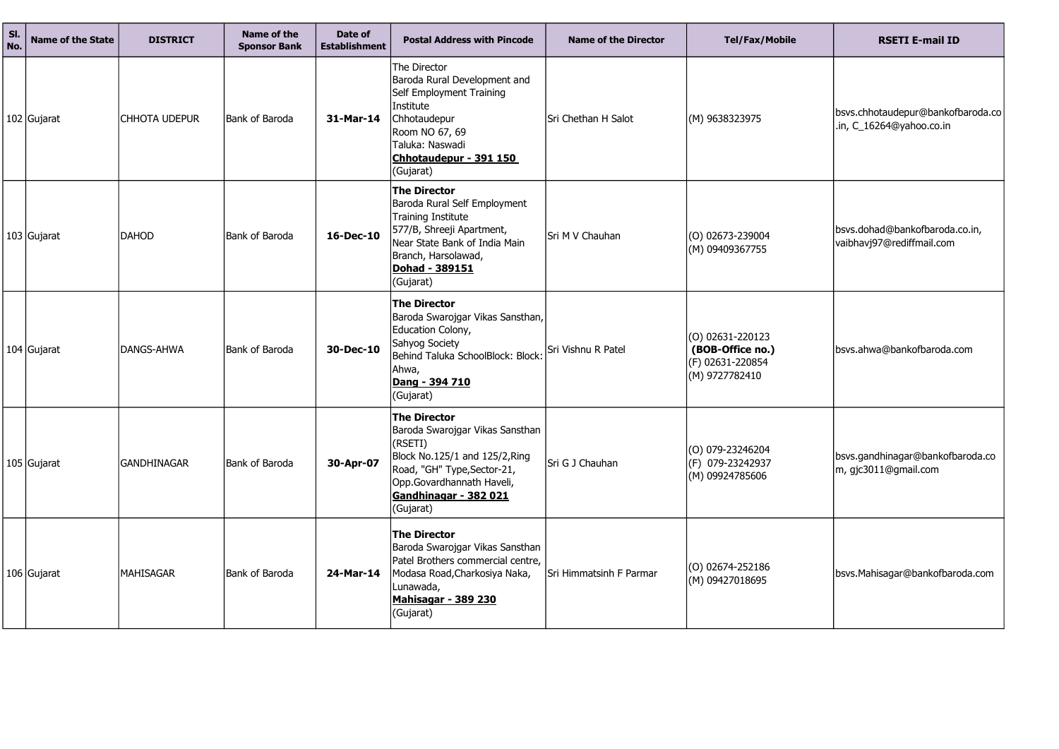| Sl. No. | Name of the State | DISTRICT | Name of the Sponsor Bank | Date of Establishment | Postal Address with Pincode | Name of the Director | Tel/Fax/Mobile | RSETI E-mail ID |
|---|---|---|---|---|---|---|---|---|
| 102 | Gujarat | CHHOTA UDEPUR | Bank of Baroda | **31-Mar-14** | The Director<br>Baroda Rural Development and Self Employment Training Institute<br>Chhotaudepur<br>Room NO 67, 69<br>Taluka: Naswadi<br>**Chhotaudepur - 391 150**<br>(Gujarat) | Sri Chethan H Salot | (M) 9638323975 | bsvs.chhotaudepur@bankofbaroda.co.in, C_16264@yahoo.co.in |
| 103 | Gujarat | DAHOD | Bank of Baroda | **16-Dec-10** | **The Director**<br>Baroda Rural Self Employment Training Institute<br>577/B, Shreeji Apartment,<br>Near State Bank of India Main Branch, Harsolawad,<br>**Dohad - 389151**<br>(Gujarat) | Sri M V Chauhan | (O) 02673-239004<br>(M) 09409367755 | bsvs.dohad@bankofbaroda.co.in, vaibhavj97@rediffmail.com |
| 104 | Gujarat | DANGS-AHWA | Bank of Baroda | **30-Dec-10** | **The Director**<br>Baroda Swarojgar Vikas Sansthan,<br>Education Colony,<br>Sahyog Society<br>Behind Taluka SchoolBlock: Block: Ahwa,<br>**Dang - 394 710**<br>(Gujarat) | Sri Vishnu R Patel | (O) 02631-220123<br>**(BOB-Office no.)**<br>(F) 02631-220854<br>(M) 9727782410 | bsvs.ahwa@bankofbaroda.com |
| 105 | Gujarat | GANDHINAGAR | Bank of Baroda | **30-Apr-07** | **The Director**<br>Baroda Swarojgar Vikas Sansthan (RSETI)<br>Block No.125/1 and 125/2,Ring Road, "GH" Type,Sector-21,<br>Opp.Govardhannath Haveli,<br>**Gandhinagar - 382 021**<br>(Gujarat) | Sri G J Chauhan | (O) 079-23246204<br>(F) 079-23242937<br>(M) 09924785606 | bsvs.gandhinagar@bankofbaroda.com, gjc3011@gmail.com |
| 106 | Gujarat | MAHISAGAR | Bank of Baroda | **24-Mar-14** | **The Director**<br>Baroda Swarojgar Vikas Sansthan<br>Patel Brothers commercial centre,<br>Modasa Road,Charkosiya Naka,<br>Lunawada,<br>**Mahisagar - 389 230**<br>(Gujarat) | Sri Himmatsinh F Parmar | (O) 02674-252186<br>(M) 09427018695 | bsvs.Mahisagar@bankofbaroda.com |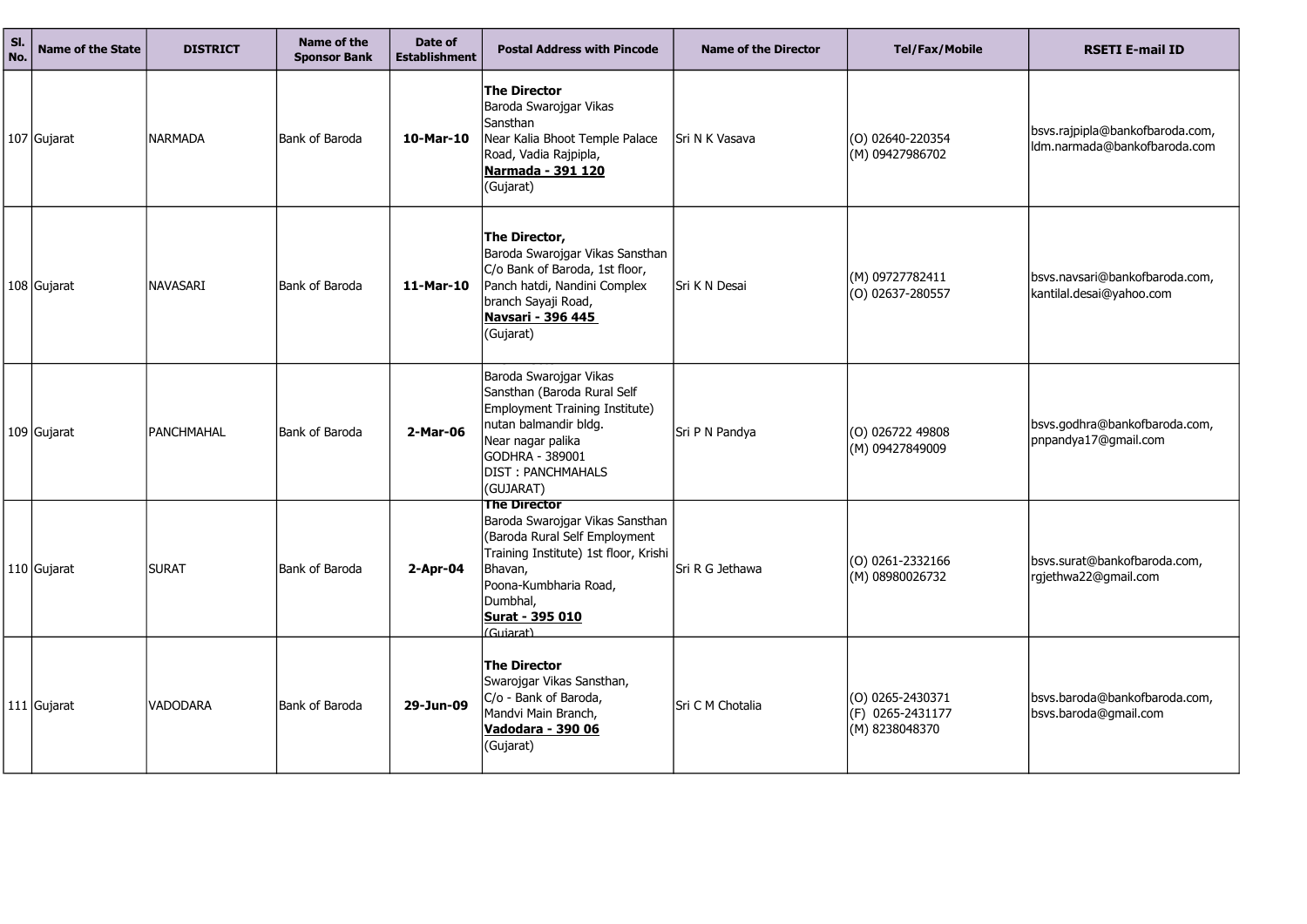| Sl. No. | Name of the State | DISTRICT | Name of the Sponsor Bank | Date of Establishment | Postal Address with Pincode | Name of the Director | Tel/Fax/Mobile | RSETI E-mail ID |
|---|---|---|---|---|---|---|---|---|
| 107 | Gujarat | NARMADA | Bank of Baroda | **10-Mar-10** | **The Director** Baroda Swarojgar Vikas Sansthan Near Kalia Bhoot Temple Palace Road, Vadia Rajpipla, **Narmada - 391 120** (Gujarat) | Sri N K Vasava | (O) 02640-220354 (M) 09427986702 | bsvs.rajpipla@bankofbaroda.com, ldm.narmada@bankofbaroda.com |
| 108 | Gujarat | NAVASARI | Bank of Baroda | **11-Mar-10** | **The Director,** Baroda Swarojgar Vikas Sansthan C/o Bank of Baroda, 1st floor, Panch hatdi, Nandini Complex branch Sayaji Road, **Navsari - 396 445** (Gujarat) | Sri K N Desai | (M) 09727782411 (O) 02637-280557 | bsvs.navsari@bankofbaroda.com, kantilal.desai@yahoo.com |
| 109 | Gujarat | PANCHMAHAL | Bank of Baroda | **2-Mar-06** | Baroda Swarojgar Vikas Sansthan (Baroda Rural Self Employment Training Institute) nutan balmandir bldg. Near nagar palika GODHRA - 389001 DIST : PANCHMAHALS (GUJARAT) | Sri P N Pandya | (O) 026722 49808 (M) 09427849009 | bsvs.godhra@bankofbaroda.com, pnpandya17@gmail.com |
| 110 | Gujarat | SURAT | Bank of Baroda | **2-Apr-04** | **The Director** Baroda Swarojgar Vikas Sansthan (Baroda Rural Self Employment Training Institute) 1st floor, Krishi Bhavan, Poona-Kumbharia Road, Dumbhal, **Surat - 395 010** (Gujarat) | Sri R G Jethawa | (O) 0261-2332166 (M) 08980026732 | bsvs.surat@bankofbaroda.com, rgjethwa22@gmail.com |
| 111 | Gujarat | VADODARA | Bank of Baroda | **29-Jun-09** | **The Director** Swarojgar Vikas Sansthan, C/o - Bank of Baroda, Mandvi Main Branch, **Vadodara - 390 06** (Gujarat) | Sri C M Chotalia | (O) 0265-2430371 (F) 0265-2431177 (M) 8238048370 | bsvs.baroda@bankofbaroda.com, bsvs.baroda@gmail.com |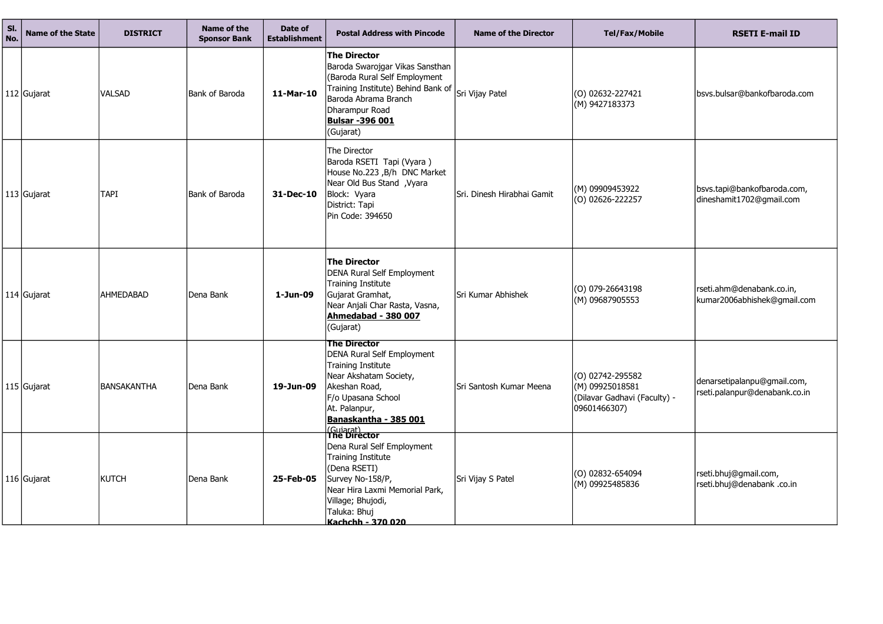| Sl. No. | Name of the State | DISTRICT | Name of the Sponsor Bank | Date of Establishment | Postal Address with Pincode | Name of the Director | Tel/Fax/Mobile | RSETI E-mail ID |
|---|---|---|---|---|---|---|---|---|
| 112 | Gujarat | VALSAD | Bank of Baroda | **11-Mar-10** | **The Director** Baroda Swarojgar Vikas Sansthan (Baroda Rural Self Employment Training Institute) Behind Bank of Baroda Abrama Branch Dharampur Road **Bulsar -396 001** (Gujarat) | Sri Vijay Patel | (O) 02632-227421 (M) 9427183373 | bsvs.bulsar@bankofbaroda.com |
| 113 | Gujarat | TAPI | Bank of Baroda | **31-Dec-10** | The Director Baroda RSETI Tapi (Vyara ) House No.223 ,B/h DNC Market Near Old Bus Stand ,Vyara Block: Vyara District: Tapi Pin Code: 394650 | Sri. Dinesh Hirabhai Gamit | (M) 09909453922 (O) 02626-222257 | bsvs.tapi@bankofbaroda.com, dineshamit1702@gmail.com |
| 114 | Gujarat | AHMEDABAD | Dena Bank | **1-Jun-09** | **The Director** DENA Rural Self Employment Training Institute Gujarat Gramhat, Near Anjali Char Rasta, Vasna, **Ahmedabad - 380 007** (Gujarat) | Sri Kumar Abhishek | (O) 079-26643198 (M) 09687905553 | rseti.ahm@denabank.co.in, kumar2006abhishek@gmail.com |
| 115 | Gujarat | BANSAKANTHA | Dena Bank | **19-Jun-09** | **The Director** DENA Rural Self Employment Training Institute Near Akshatam Society, Akeshan Road, F/o Upasana School At. Palanpur, **Banaskantha - 385 001** (Gujarat) | Sri Santosh Kumar Meena | (O) 02742-295582 (M) 09925018581 (Dilavar Gadhavi (Faculty) - 09601466307) | denarsetipalanpu@gmail.com, rseti.palanpur@denabank.co.in |
| 116 | Gujarat | KUTCH | Dena Bank | **25-Feb-05** | **The Director** Dena Rural Self Employment Training Institute (Dena RSETI) Survey No-158/P, Near Hira Laxmi Memorial Park, Village; Bhujodi, Taluka: Bhuj **Kachchh - 370 020** | Sri Vijay S Patel | (O) 02832-654094 (M) 09925485836 | rseti.bhuj@gmail.com, rseti.bhuj@denabank .co.in |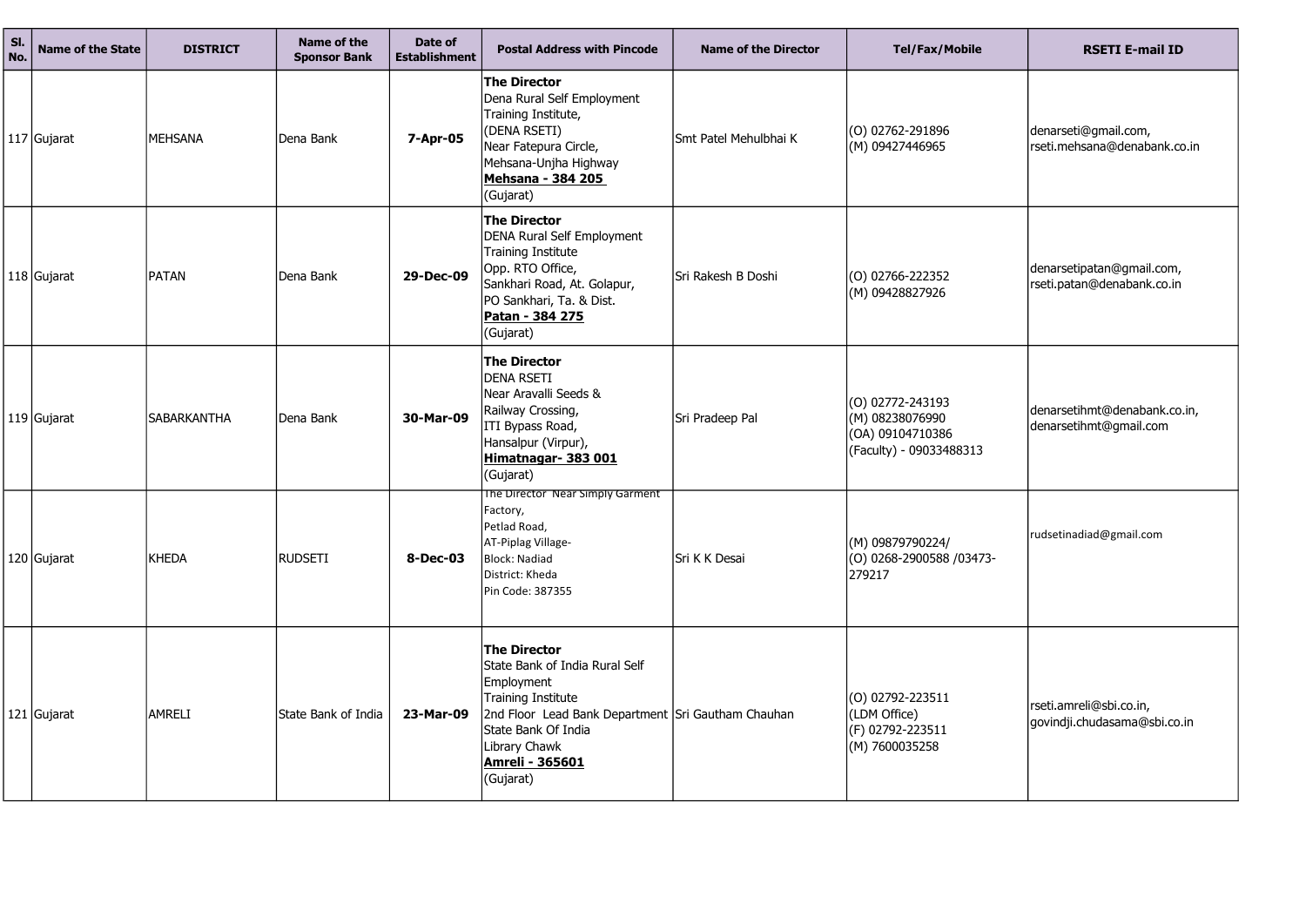| Sl. No. | Name of the State | DISTRICT | Name of the Sponsor Bank | Date of Establishment | Postal Address with Pincode | Name of the Director | Tel/Fax/Mobile | RSETI E-mail ID |
|---|---|---|---|---|---|---|---|---|
| 117 | Gujarat | MEHSANA | Dena Bank | **7-Apr-05** | **The Director**<br>Dena Rural Self Employment Training Institute,<br>(DENA RSETI)<br>Near Fatepura Circle,<br>Mehsana-Unjha Highway<br>**Mehsana - 384 205**<br>(Gujarat) | Smt Patel Mehulbhai K | (O) 02762-291896<br>(M) 09427446965 | denarseti@gmail.com,<br>rseti.mehsana@denabank.co.in |
| 118 | Gujarat | PATAN | Dena Bank | **29-Dec-09** | **The Director**<br>DENA Rural Self Employment Training Institute<br>Opp. RTO Office,<br>Sankhari Road, At. Golapur,<br>PO Sankhari, Ta. & Dist.<br>**Patan - 384 275**<br>(Gujarat) | Sri Rakesh B Doshi | (O) 02766-222352<br>(M) 09428827926 | denarsetipatan@gmail.com,<br>rseti.patan@denabank.co.in |
| 119 | Gujarat | SABARKANTHA | Dena Bank | **30-Mar-09** | **The Director**<br>DENA RSETI<br>Near Aravalli Seeds &<br>Railway Crossing,<br>ITI Bypass Road,<br>Hansalpur (Virpur),<br>**Himatnagar- 383 001**<br>(Gujarat) | Sri Pradeep Pal | (O) 02772-243193<br>(M) 08238076990<br>(OA) 09104710386<br>(Faculty) - 09033488313 | denarsetihmt@denabank.co.in,<br>denarsetihmt@gmail.com |
| 120 | Gujarat | KHEDA | RUDSETI | **8-Dec-03** | The Director Near Simply Garment Factory,<br>Petlad Road,<br>AT-Piplag Village-<br>Block: Nadiad<br>District: Kheda<br>Pin Code: 387355 | Sri K K Desai | (M) 09879790224/<br>(O) 0268-2900588 /03473-279217 | rudsetinadiad@gmail.com |
| 121 | Gujarat | AMRELI | State Bank of India | **23-Mar-09** | **The Director**<br>State Bank of India Rural Self Employment<br>Training Institute<br>2nd Floor Lead Bank Department<br>State Bank Of India<br>Library Chawk<br>**Amreli - 365601**<br>(Gujarat) | Sri Gautham Chauhan | (O) 02792-223511<br>(LDM Office)<br>(F) 02792-223511<br>(M) 7600035258 | rseti.amreli@sbi.co.in,<br>govindji.chudasama@sbi.co.in |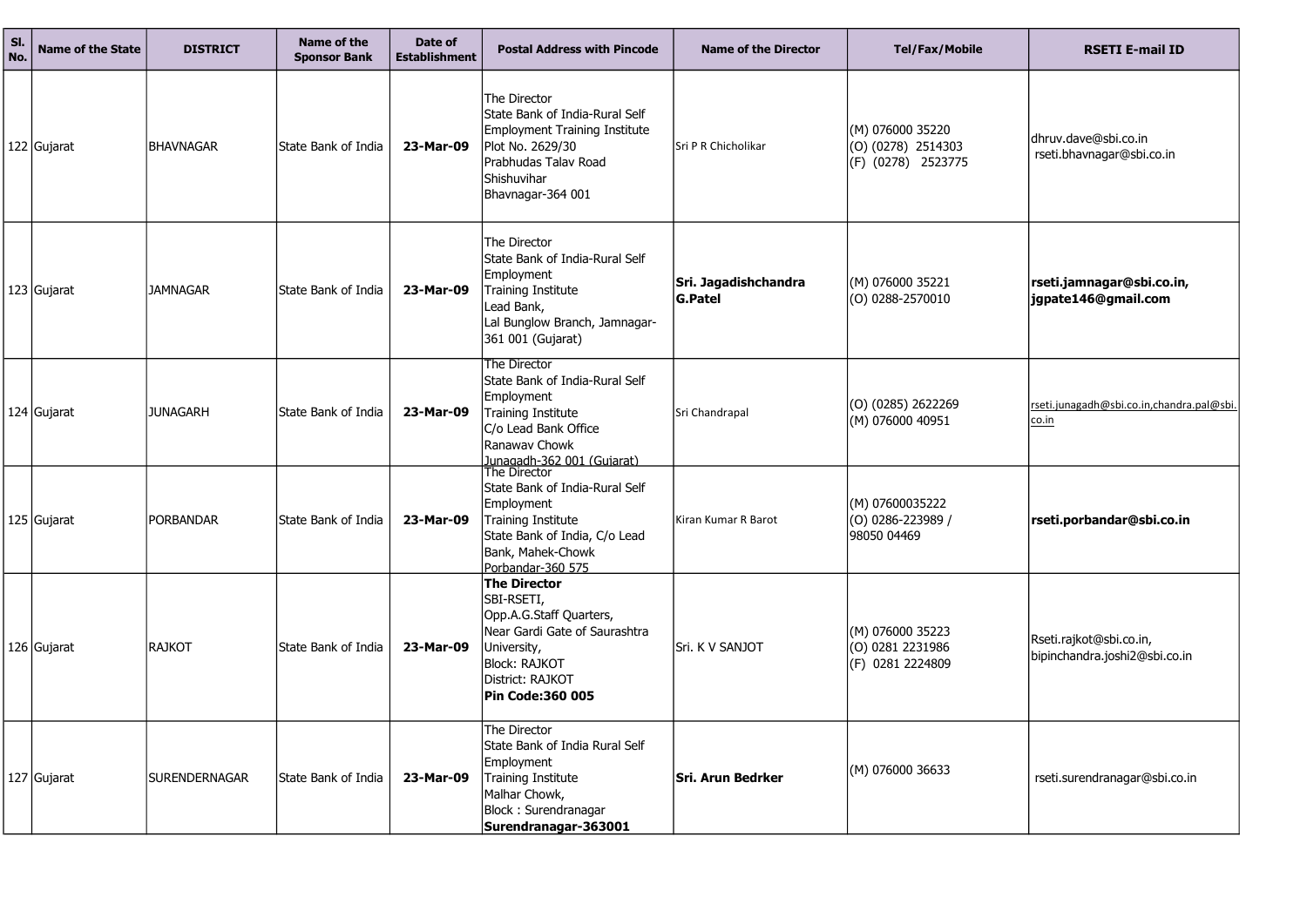| Sl. No. | Name of the State | DISTRICT | Name of the Sponsor Bank | Date of Establishment | Postal Address with Pincode | Name of the Director | Tel/Fax/Mobile | RSETI E-mail ID |
|---|---|---|---|---|---|---|---|---|
| 122 | Gujarat | BHAVNAGAR | State Bank of India | **23-Mar-09** | The Director<br>State Bank of India-Rural Self Employment Training Institute<br>Plot No. 2629/30<br>Prabhudas Talav Road<br>Shishuvihar<br>Bhavnagar-364 001 | Sri P R Chicholikar | (M) 076000 35220<br>(O) (0278) 2514303<br>(F) (0278) 2523775 | dhruv.dave@sbi.co.in<br>rseti.bhavnagar@sbi.co.in |
| 123 | Gujarat | JAMNAGAR | State Bank of India | **23-Mar-09** | The Director<br>State Bank of India-Rural Self Employment<br>Training Institute<br>Lead Bank,<br>Lal Bunglow Branch, Jamnagar-361 001 (Gujarat) | **Sri. Jagadishchandra G.Patel** | (M) 076000 35221<br>(O) 0288-2570010 | **rseti.jamnagar@sbi.co.in, jgpate146@gmail.com** |
| 124 | Gujarat | JUNAGARH | State Bank of India | **23-Mar-09** | The Director<br>State Bank of India-Rural Self Employment<br>Training Institute<br>C/o Lead Bank Office<br>Ranawav Chowk<br>Junagadh-362 001 (Gujarat) | Sri Chandrapal | (O) (0285) 2622269<br>(M) 076000 40951 | rseti.junagadh@sbi.co.in,chandra.pal@sbi.co.in |
| 125 | Gujarat | PORBANDAR | State Bank of India | **23-Mar-09** | The Director<br>State Bank of India-Rural Self Employment<br>Training Institute<br>State Bank of India, C/o Lead Bank, Mahek-Chowk<br>Porbandar-360 575 | Kiran Kumar R Barot | (M) 07600035222<br>(O) 0286-223989 /<br>98050 04469 | **rseti.porbandar@sbi.co.in** |
| 126 | Gujarat | RAJKOT | State Bank of India | **23-Mar-09** | **The Director**<br>SBI-RSETI,<br>Opp.A.G.Staff Quarters,<br>Near Gardi Gate of Saurashtra University,<br>Block: RAJKOT<br>District: RAJKOT<br>**Pin Code:360 005** | Sri. K V SANJOT | (M) 076000 35223<br>(O) 0281 2231986<br>(F) 0281 2224809 | Rseti.rajkot@sbi.co.in,<br>bipinchandra.joshi2@sbi.co.in |
| 127 | Gujarat | SURENDERNAGAR | State Bank of India | **23-Mar-09** | The Director<br>State Bank of India Rural Self Employment<br>Training Institute<br>Malhar Chowk,<br>Block : Surendranagar<br>**Surendranagar-363001** | **Sri. Arun Bedrker** | (M) 076000 36633 | rseti.surendranagar@sbi.co.in |